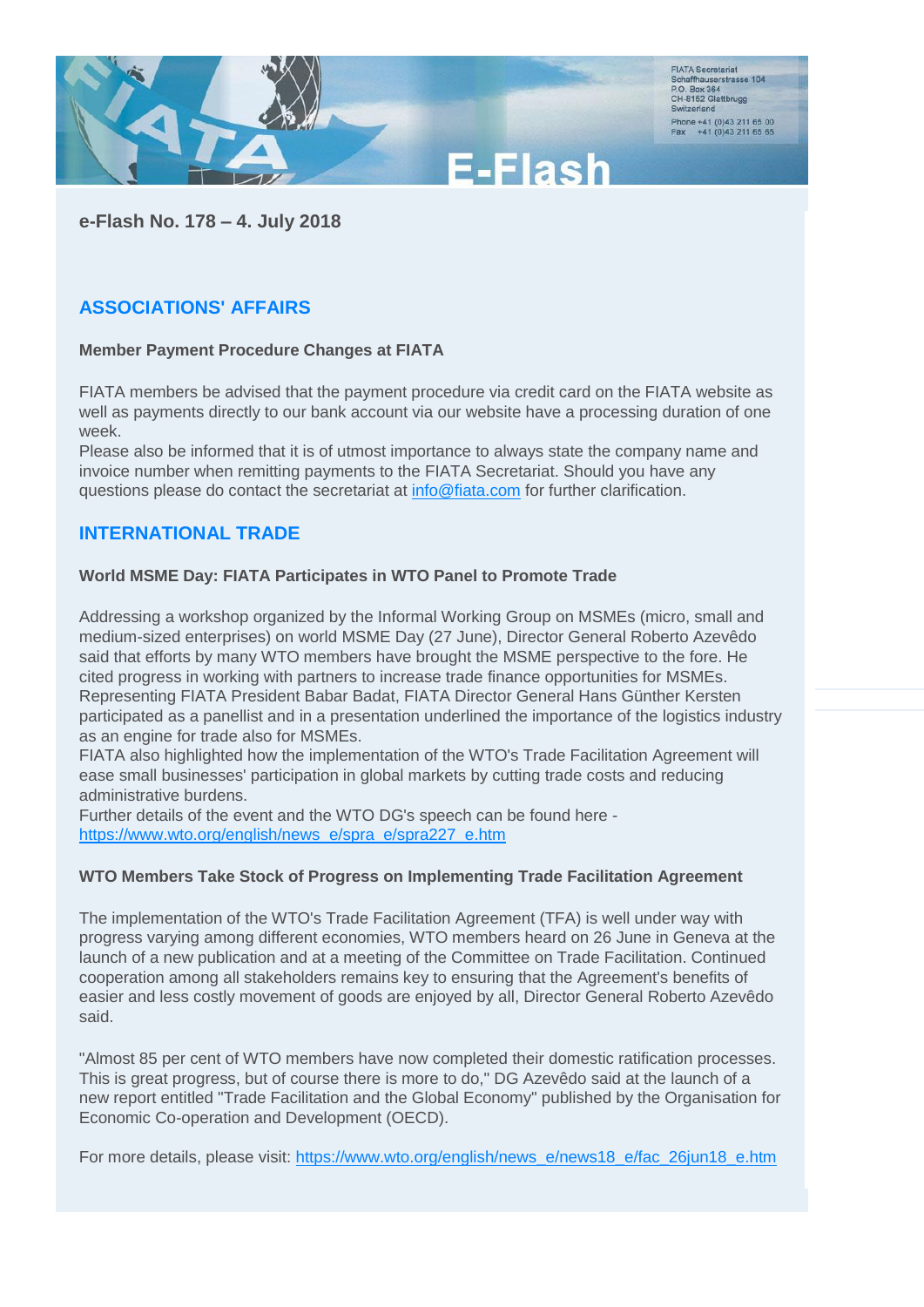FIATA Secretariat
Schaffhauserstrasse 104
P.O. Box 364
CH-8152 Glattbrugg
Switzerland

Phone +41 (0)43 211 65 00
Fax +41 (0)43 211 65 65

# E-Flash

**e-Flash No. 178 – 4. July 2018**

## ASSOCIATIONS' AFFAIRS

### Member Payment Procedure Changes at FIATA

FIATA members be advised that the payment procedure via credit card on the FIATA website as well as payments directly to our bank account via our website have a processing duration of one week.
Please also be informed that it is of utmost importance to always state the company name and invoice number when remitting payments to the FIATA Secretariat. Should you have any questions please do contact the secretariat at info@fiata.com for further clarification.

## INTERNATIONAL TRADE

### World MSME Day: FIATA Participates in WTO Panel to Promote Trade

Addressing a workshop organized by the Informal Working Group on MSMEs (micro, small and medium-sized enterprises) on world MSME Day (27 June), Director General Roberto Azevêdo said that efforts by many WTO members have brought the MSME perspective to the fore. He cited progress in working with partners to increase trade finance opportunities for MSMEs.
Representing FIATA President Babar Badat, FIATA Director General Hans Günther Kersten participated as a panellist and in a presentation underlined the importance of the logistics industry as an engine for trade also for MSMEs.
FIATA also highlighted how the implementation of the WTO's Trade Facilitation Agreement will ease small businesses' participation in global markets by cutting trade costs and reducing administrative burdens.
Further details of the event and the WTO DG's speech can be found here - https://www.wto.org/english/news_e/spra_e/spra227_e.htm

### WTO Members Take Stock of Progress on Implementing Trade Facilitation Agreement

The implementation of the WTO's Trade Facilitation Agreement (TFA) is well under way with progress varying among different economies, WTO members heard on 26 June in Geneva at the launch of a new publication and at a meeting of the Committee on Trade Facilitation. Continued cooperation among all stakeholders remains key to ensuring that the Agreement's benefits of easier and less costly movement of goods are enjoyed by all, Director General Roberto Azevêdo said.

"Almost 85 per cent of WTO members have now completed their domestic ratification processes. This is great progress, but of course there is more to do," DG Azevêdo said at the launch of a new report entitled "Trade Facilitation and the Global Economy" published by the Organisation for Economic Co-operation and Development (OECD).

For more details, please visit: https://www.wto.org/english/news_e/news18_e/fac_26jun18_e.htm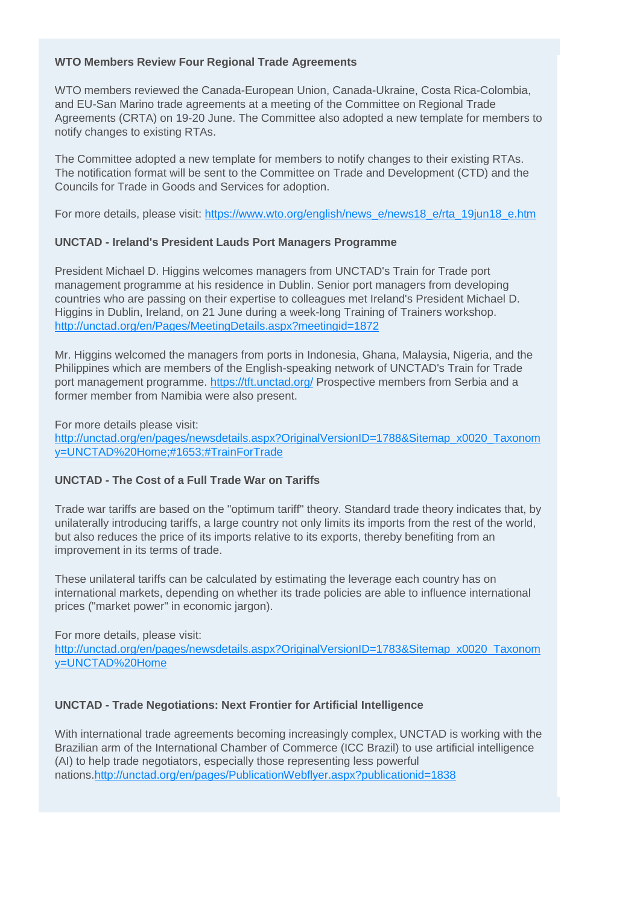**WTO Members Review Four Regional Trade Agreements**

WTO members reviewed the Canada-European Union, Canada-Ukraine, Costa Rica-Colombia, and EU-San Marino trade agreements at a meeting of the Committee on Regional Trade Agreements (CRTA) on 19-20 June. The Committee also adopted a new template for members to notify changes to existing RTAs.

The Committee adopted a new template for members to notify changes to their existing RTAs. The notification format will be sent to the Committee on Trade and Development (CTD) and the Councils for Trade in Goods and Services for adoption.

For more details, please visit: https://www.wto.org/english/news_e/news18_e/rta_19jun18_e.htm

**UNCTAD - Ireland's President Lauds Port Managers Programme**

President Michael D. Higgins welcomes managers from UNCTAD's Train for Trade port management programme at his residence in Dublin. Senior port managers from developing countries who are passing on their expertise to colleagues met Ireland's President Michael D. Higgins in Dublin, Ireland, on 21 June during a week-long Training of Trainers workshop. http://unctad.org/en/Pages/MeetingDetails.aspx?meetingid=1872

Mr. Higgins welcomed the managers from ports in Indonesia, Ghana, Malaysia, Nigeria, and the Philippines which are members of the English-speaking network of UNCTAD's Train for Trade port management programme. https://tft.unctad.org/ Prospective members from Serbia and a former member from Namibia were also present.

For more details please visit:
http://unctad.org/en/pages/newsdetails.aspx?OriginalVersionID=1788&Sitemap_x0020_Taxonomy=UNCTAD%20Home;#1653;#TrainForTrade

**UNCTAD - The Cost of a Full Trade War on Tariffs**

Trade war tariffs are based on the "optimum tariff" theory. Standard trade theory indicates that, by unilaterally introducing tariffs, a large country not only limits its imports from the rest of the world, but also reduces the price of its imports relative to its exports, thereby benefiting from an improvement in its terms of trade.

These unilateral tariffs can be calculated by estimating the leverage each country has on international markets, depending on whether its trade policies are able to influence international prices ("market power" in economic jargon).

For more details, please visit:
http://unctad.org/en/pages/newsdetails.aspx?OriginalVersionID=1783&Sitemap_x0020_Taxonomy=UNCTAD%20Home

**UNCTAD - Trade Negotiations: Next Frontier for Artificial Intelligence**

With international trade agreements becoming increasingly complex, UNCTAD is working with the Brazilian arm of the International Chamber of Commerce (ICC Brazil) to use artificial intelligence (AI) to help trade negotiators, especially those representing less powerful nations.http://unctad.org/en/pages/PublicationWebflyer.aspx?publicationid=1838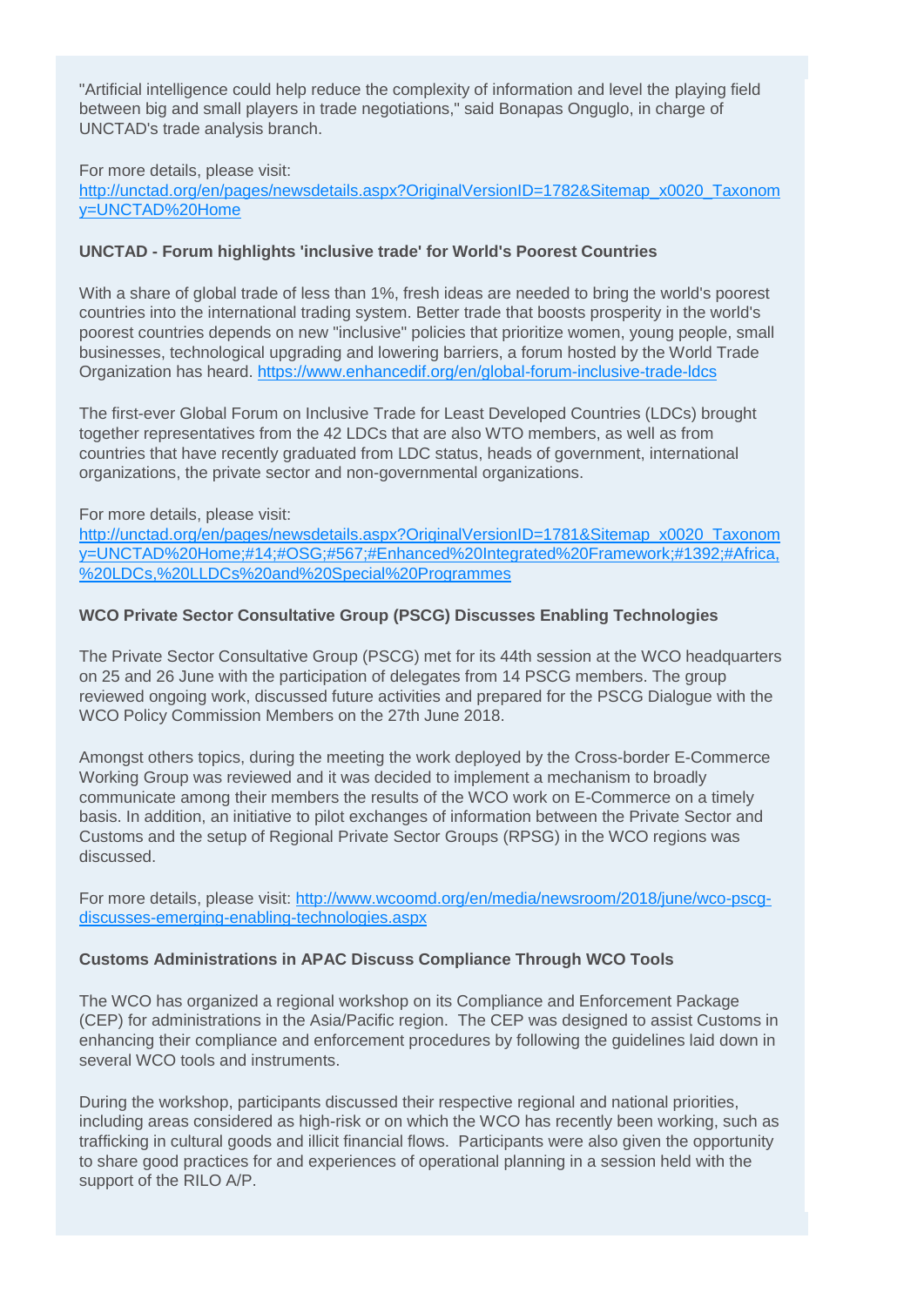"Artificial intelligence could help reduce the complexity of information and level the playing field between big and small players in trade negotiations," said Bonapas Onguglo, in charge of UNCTAD's trade analysis branch.

For more details, please visit:
http://unctad.org/en/pages/newsdetails.aspx?OriginalVersionID=1782&Sitemap_x0020_Taxonomy=UNCTAD%20Home

**UNCTAD - Forum highlights 'inclusive trade' for World's Poorest Countries**

With a share of global trade of less than 1%, fresh ideas are needed to bring the world's poorest countries into the international trading system. Better trade that boosts prosperity in the world's poorest countries depends on new "inclusive" policies that prioritize women, young people, small businesses, technological upgrading and lowering barriers, a forum hosted by the World Trade Organization has heard. https://www.enhancedif.org/en/global-forum-inclusive-trade-ldcs

The first-ever Global Forum on Inclusive Trade for Least Developed Countries (LDCs) brought together representatives from the 42 LDCs that are also WTO members, as well as from countries that have recently graduated from LDC status, heads of government, international organizations, the private sector and non-governmental organizations.

For more details, please visit:
http://unctad.org/en/pages/newsdetails.aspx?OriginalVersionID=1781&Sitemap_x0020_Taxonomy=UNCTAD%20Home;#14;#OSG;#567;#Enhanced%20Integrated%20Framework;#1392;#Africa,%20LDCs,%20LLDCs%20and%20Special%20Programmes

**WCO Private Sector Consultative Group (PSCG) Discusses Enabling Technologies**

The Private Sector Consultative Group (PSCG) met for its 44th session at the WCO headquarters on 25 and 26 June with the participation of delegates from 14 PSCG members. The group reviewed ongoing work, discussed future activities and prepared for the PSCG Dialogue with the WCO Policy Commission Members on the 27th June 2018.

Amongst others topics, during the meeting the work deployed by the Cross-border E-Commerce Working Group was reviewed and it was decided to implement a mechanism to broadly communicate among their members the results of the WCO work on E-Commerce on a timely basis. In addition, an initiative to pilot exchanges of information between the Private Sector and Customs and the setup of Regional Private Sector Groups (RPSG) in the WCO regions was discussed.

For more details, please visit: http://www.wcoomd.org/en/media/newsroom/2018/june/wco-pscg-discusses-emerging-enabling-technologies.aspx

**Customs Administrations in APAC Discuss Compliance Through WCO Tools**

The WCO has organized a regional workshop on its Compliance and Enforcement Package (CEP) for administrations in the Asia/Pacific region. The CEP was designed to assist Customs in enhancing their compliance and enforcement procedures by following the guidelines laid down in several WCO tools and instruments.

During the workshop, participants discussed their respective regional and national priorities, including areas considered as high-risk or on which the WCO has recently been working, such as trafficking in cultural goods and illicit financial flows. Participants were also given the opportunity to share good practices for and experiences of operational planning in a session held with the support of the RILO A/P.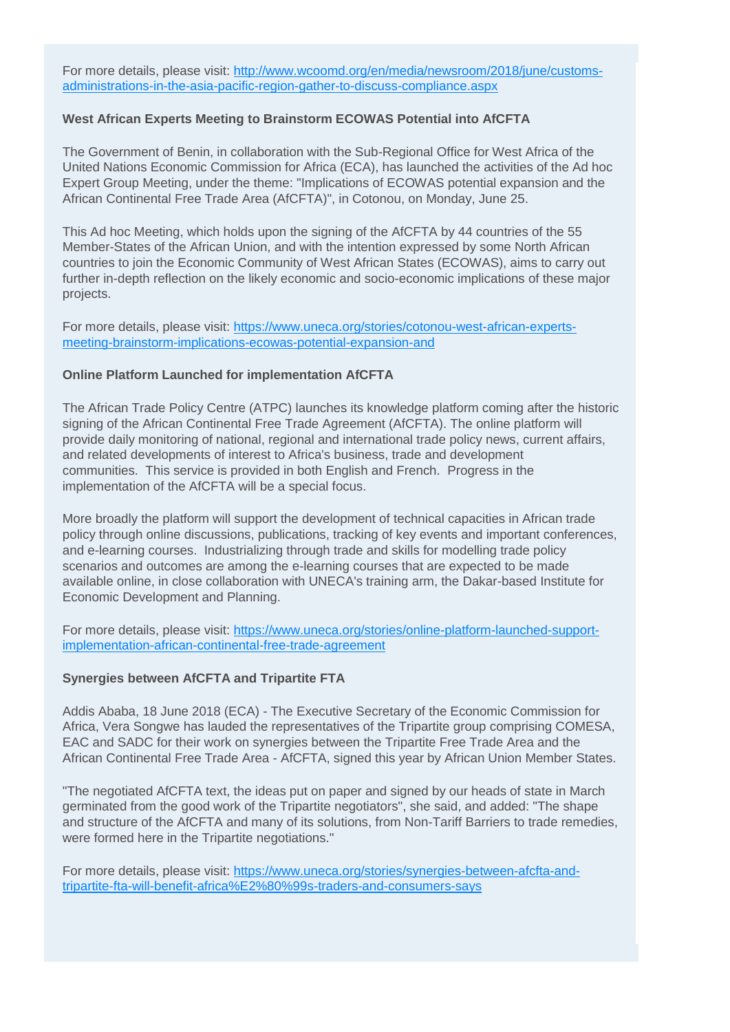For more details, please visit: [http://www.wcoomd.org/en/media/newsroom/2018/june/customs-administrations-in-the-asia-pacific-region-gather-to-discuss-compliance.aspx](http://www.wcoomd.org/en/media/newsroom/2018/june/customs-administrations-in-the-asia-pacific-region-gather-to-discuss-compliance.aspx)

**West African Experts Meeting to Brainstorm ECOWAS Potential into AfCFTA**

The Government of Benin, in collaboration with the Sub-Regional Office for West Africa of the United Nations Economic Commission for Africa (ECA), has launched the activities of the Ad hoc Expert Group Meeting, under the theme: "Implications of ECOWAS potential expansion and the African Continental Free Trade Area (AfCFTA)", in Cotonou, on Monday, June 25.

This Ad hoc Meeting, which holds upon the signing of the AfCFTA by 44 countries of the 55 Member-States of the African Union, and with the intention expressed by some North African countries to join the Economic Community of West African States (ECOWAS), aims to carry out further in-depth reflection on the likely economic and socio-economic implications of these major projects.

For more details, please visit: [https://www.uneca.org/stories/cotonou-west-african-experts-meeting-brainstorm-implications-ecowas-potential-expansion-and](https://www.uneca.org/stories/cotonou-west-african-experts-meeting-brainstorm-implications-ecowas-potential-expansion-and)

**Online Platform Launched for implementation AfCFTA**

The African Trade Policy Centre (ATPC) launches its knowledge platform coming after the historic signing of the African Continental Free Trade Agreement (AfCFTA). The online platform will provide daily monitoring of national, regional and international trade policy news, current affairs, and related developments of interest to Africa's business, trade and development communities. This service is provided in both English and French. Progress in the implementation of the AfCFTA will be a special focus.

More broadly the platform will support the development of technical capacities in African trade policy through online discussions, publications, tracking of key events and important conferences, and e-learning courses. Industrializing through trade and skills for modelling trade policy scenarios and outcomes are among the e-learning courses that are expected to be made available online, in close collaboration with UNECA's training arm, the Dakar-based Institute for Economic Development and Planning.

For more details, please visit: [https://www.uneca.org/stories/online-platform-launched-support-implementation-african-continental-free-trade-agreement](https://www.uneca.org/stories/online-platform-launched-support-implementation-african-continental-free-trade-agreement)

**Synergies between AfCFTA and Tripartite FTA**

Addis Ababa, 18 June 2018 (ECA) - The Executive Secretary of the Economic Commission for Africa, Vera Songwe has lauded the representatives of the Tripartite group comprising COMESA, EAC and SADC for their work on synergies between the Tripartite Free Trade Area and the African Continental Free Trade Area - AfCFTA, signed this year by African Union Member States.

"The negotiated AfCFTA text, the ideas put on paper and signed by our heads of state in March germinated from the good work of the Tripartite negotiators", she said, and added: "The shape and structure of the AfCFTA and many of its solutions, from Non-Tariff Barriers to trade remedies, were formed here in the Tripartite negotiations."

For more details, please visit: [https://www.uneca.org/stories/synergies-between-afcfta-and-tripartite-fta-will-benefit-africa%E2%80%99s-traders-and-consumers-says](https://www.uneca.org/stories/synergies-between-afcfta-and-tripartite-fta-will-benefit-africa%E2%80%99s-traders-and-consumers-says)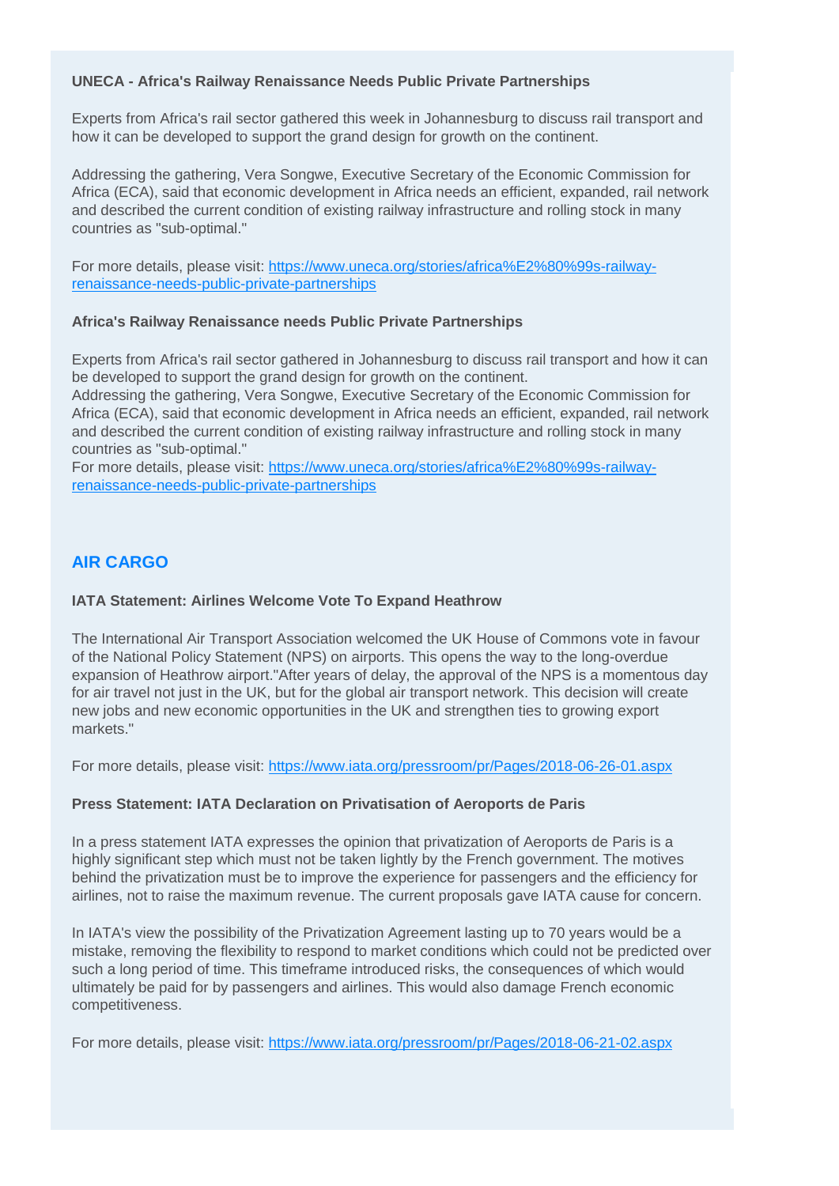**UNECA - Africa's Railway Renaissance Needs Public Private Partnerships**

Experts from Africa's rail sector gathered this week in Johannesburg to discuss rail transport and how it can be developed to support the grand design for growth on the continent.

Addressing the gathering, Vera Songwe, Executive Secretary of the Economic Commission for Africa (ECA), said that economic development in Africa needs an efficient, expanded, rail network and described the current condition of existing railway infrastructure and rolling stock in many countries as "sub-optimal."

For more details, please visit: [https://www.uneca.org/stories/africa%E2%80%99s-railway-renaissance-needs-public-private-partnerships](https://www.uneca.org/stories/africa%E2%80%99s-railway-renaissance-needs-public-private-partnerships)

**Africa's Railway Renaissance needs Public Private Partnerships**

Experts from Africa's rail sector gathered in Johannesburg to discuss rail transport and how it can be developed to support the grand design for growth on the continent.
Addressing the gathering, Vera Songwe, Executive Secretary of the Economic Commission for Africa (ECA), said that economic development in Africa needs an efficient, expanded, rail network and described the current condition of existing railway infrastructure and rolling stock in many countries as "sub-optimal."
For more details, please visit: [https://www.uneca.org/stories/africa%E2%80%99s-railway-renaissance-needs-public-private-partnerships](https://www.uneca.org/stories/africa%E2%80%99s-railway-renaissance-needs-public-private-partnerships)

## AIR CARGO

**IATA Statement: Airlines Welcome Vote To Expand Heathrow**

The International Air Transport Association welcomed the UK House of Commons vote in favour of the National Policy Statement (NPS) on airports. This opens the way to the long-overdue expansion of Heathrow airport."After years of delay, the approval of the NPS is a momentous day for air travel not just in the UK, but for the global air transport network. This decision will create new jobs and new economic opportunities in the UK and strengthen ties to growing export markets."

For more details, please visit: [https://www.iata.org/pressroom/pr/Pages/2018-06-26-01.aspx](https://www.iata.org/pressroom/pr/Pages/2018-06-26-01.aspx)

**Press Statement: IATA Declaration on Privatisation of Aeroports de Paris**

In a press statement IATA expresses the opinion that privatization of Aeroports de Paris is a highly significant step which must not be taken lightly by the French government. The motives behind the privatization must be to improve the experience for passengers and the efficiency for airlines, not to raise the maximum revenue. The current proposals gave IATA cause for concern.

In IATA's view the possibility of the Privatization Agreement lasting up to 70 years would be a mistake, removing the flexibility to respond to market conditions which could not be predicted over such a long period of time. This timeframe introduced risks, the consequences of which would ultimately be paid for by passengers and airlines. This would also damage French economic competitiveness.

For more details, please visit: [https://www.iata.org/pressroom/pr/Pages/2018-06-21-02.aspx](https://www.iata.org/pressroom/pr/Pages/2018-06-21-02.aspx)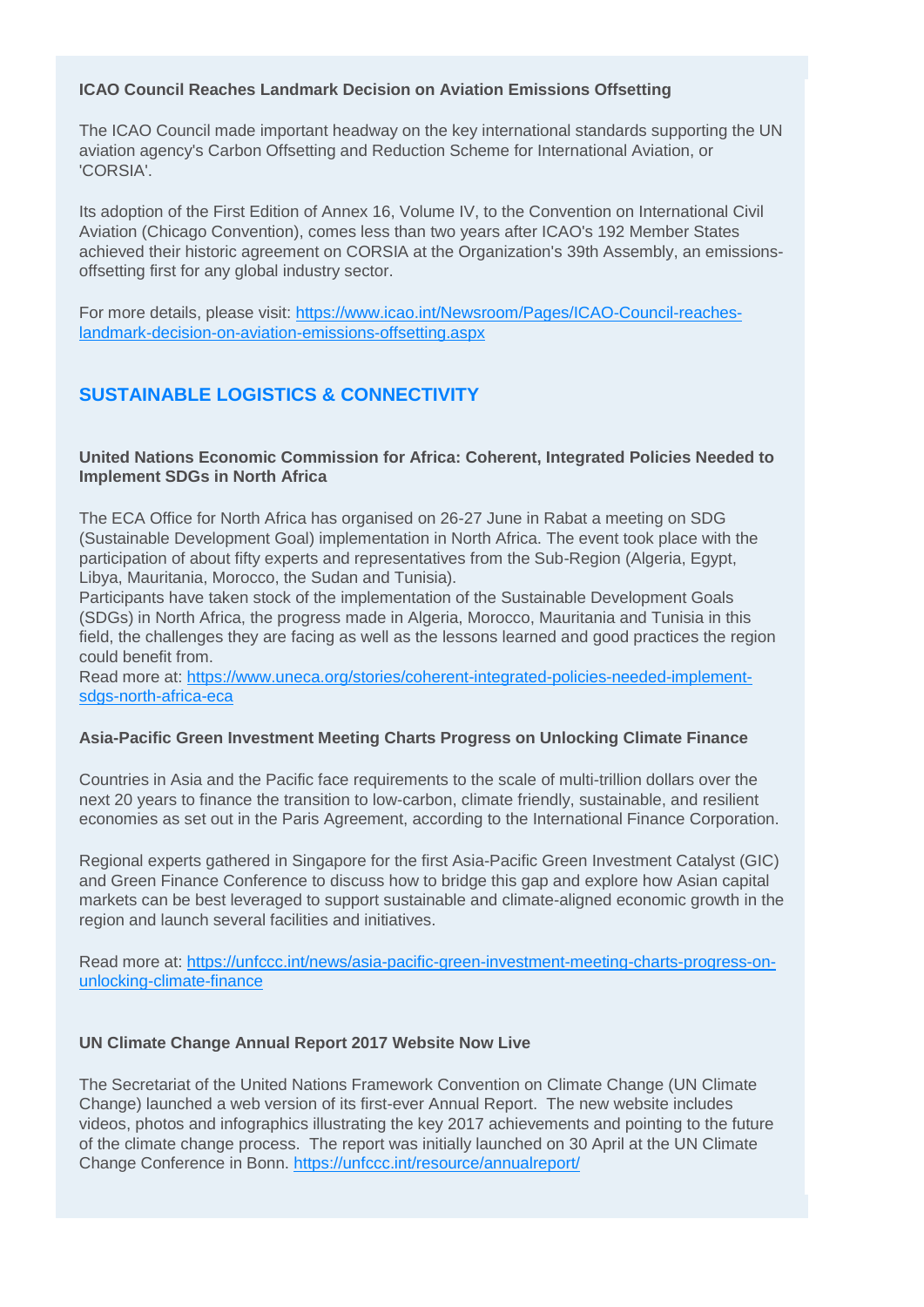**ICAO Council Reaches Landmark Decision on Aviation Emissions Offsetting**

The ICAO Council made important headway on the key international standards supporting the UN aviation agency's Carbon Offsetting and Reduction Scheme for International Aviation, or 'CORSIA'.

Its adoption of the First Edition of Annex 16, Volume IV, to the Convention on International Civil Aviation (Chicago Convention), comes less than two years after ICAO's 192 Member States achieved their historic agreement on CORSIA at the Organization's 39th Assembly, an emissions-offsetting first for any global industry sector.

For more details, please visit: https://www.icao.int/Newsroom/Pages/ICAO-Council-reaches-landmark-decision-on-aviation-emissions-offsetting.aspx

## SUSTAINABLE LOGISTICS & CONNECTIVITY

**United Nations Economic Commission for Africa: Coherent, Integrated Policies Needed to Implement SDGs in North Africa**

The ECA Office for North Africa has organised on 26-27 June in Rabat a meeting on SDG (Sustainable Development Goal) implementation in North Africa. The event took place with the participation of about fifty experts and representatives from the Sub-Region (Algeria, Egypt, Libya, Mauritania, Morocco, the Sudan and Tunisia).
Participants have taken stock of the implementation of the Sustainable Development Goals (SDGs) in North Africa, the progress made in Algeria, Morocco, Mauritania and Tunisia in this field, the challenges they are facing as well as the lessons learned and good practices the region could benefit from.
Read more at: https://www.uneca.org/stories/coherent-integrated-policies-needed-implement-sdgs-north-africa-eca

**Asia-Pacific Green Investment Meeting Charts Progress on Unlocking Climate Finance**

Countries in Asia and the Pacific face requirements to the scale of multi-trillion dollars over the next 20 years to finance the transition to low-carbon, climate friendly, sustainable, and resilient economies as set out in the Paris Agreement, according to the International Finance Corporation.

Regional experts gathered in Singapore for the first Asia-Pacific Green Investment Catalyst (GIC) and Green Finance Conference to discuss how to bridge this gap and explore how Asian capital markets can be best leveraged to support sustainable and climate-aligned economic growth in the region and launch several facilities and initiatives.

Read more at: https://unfccc.int/news/asia-pacific-green-investment-meeting-charts-progress-on-unlocking-climate-finance

**UN Climate Change Annual Report 2017 Website Now Live**

The Secretariat of the United Nations Framework Convention on Climate Change (UN Climate Change) launched a web version of its first-ever Annual Report. The new website includes videos, photos and infographics illustrating the key 2017 achievements and pointing to the future of the climate change process. The report was initially launched on 30 April at the UN Climate Change Conference in Bonn. https://unfccc.int/resource/annualreport/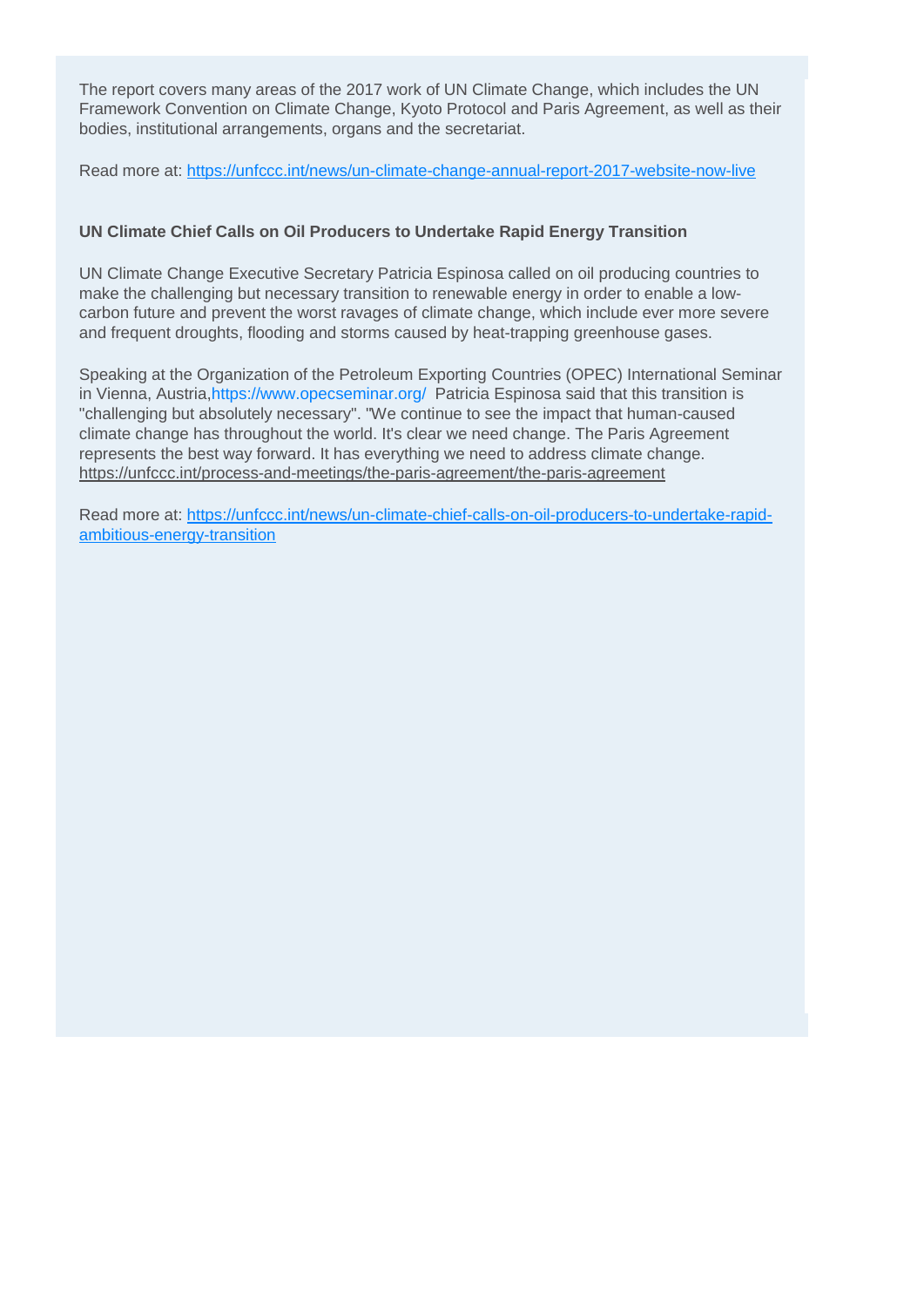The report covers many areas of the 2017 work of UN Climate Change, which includes the UN Framework Convention on Climate Change, Kyoto Protocol and Paris Agreement, as well as their bodies, institutional arrangements, organs and the secretariat.

Read more at: https://unfccc.int/news/un-climate-change-annual-report-2017-website-now-live

**UN Climate Chief Calls on Oil Producers to Undertake Rapid Energy Transition**

UN Climate Change Executive Secretary Patricia Espinosa called on oil producing countries to make the challenging but necessary transition to renewable energy in order to enable a low-carbon future and prevent the worst ravages of climate change, which include ever more severe and frequent droughts, flooding and storms caused by heat-trapping greenhouse gases.

Speaking at the Organization of the Petroleum Exporting Countries (OPEC) International Seminar in Vienna, Austria,https://www.opecseminar.org/ Patricia Espinosa said that this transition is "challenging but absolutely necessary". "We continue to see the impact that human-caused climate change has throughout the world. It's clear we need change. The Paris Agreement represents the best way forward. It has everything we need to address climate change. https://unfccc.int/process-and-meetings/the-paris-agreement/the-paris-agreement

Read more at: https://unfccc.int/news/un-climate-chief-calls-on-oil-producers-to-undertake-rapid-ambitious-energy-transition